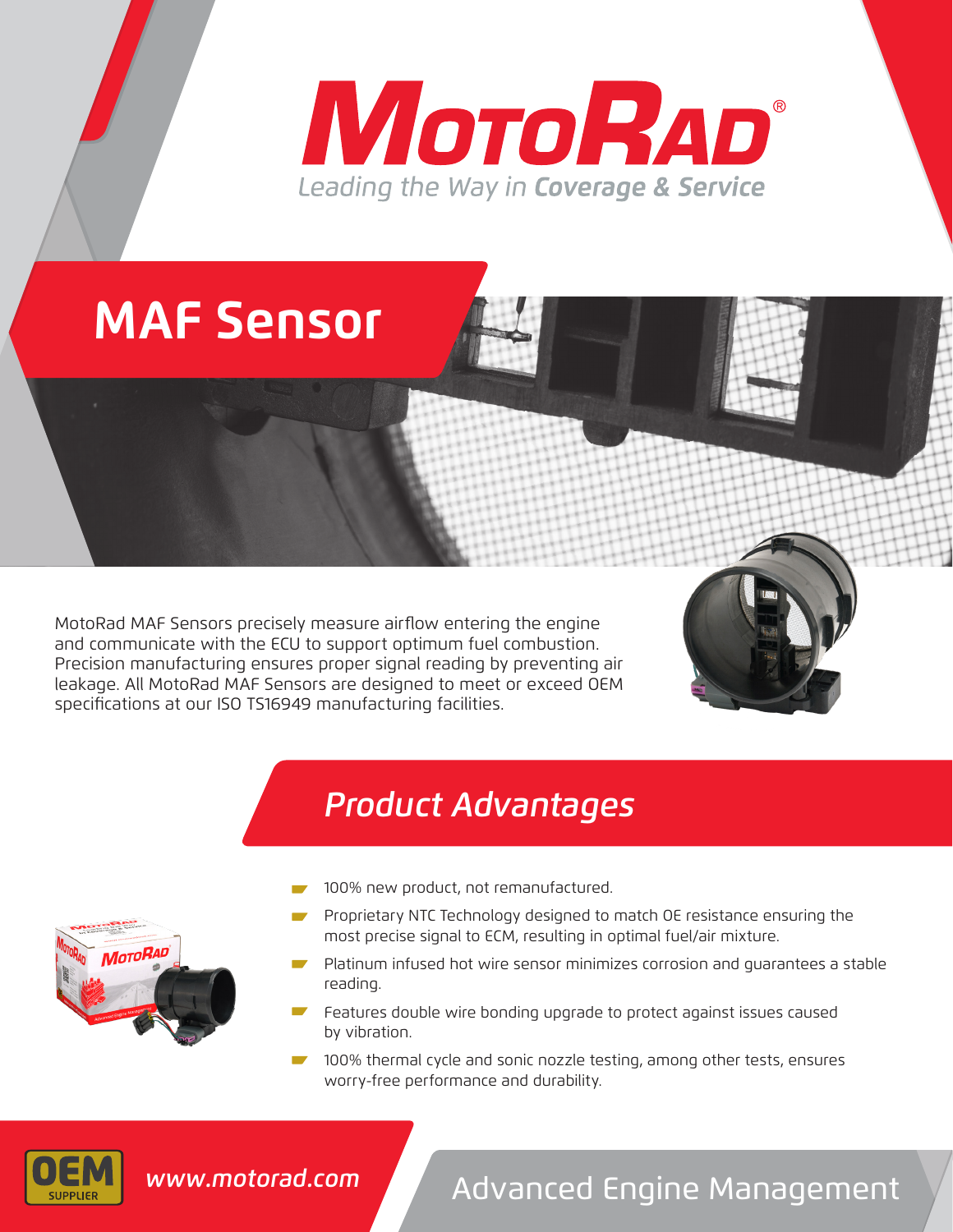# MotoRad®

*Leading the Way in **Coverage & Service***

# MAF Sensor

MotoRad MAF Sensors precisely measure airflow entering the engine and communicate with the ECU to support optimum fuel combustion. Precision manufacturing ensures proper signal reading by preventing air leakage. All MotoRad MAF Sensors are designed to meet or exceed OEM specifications at our ISO TS16949 manufacturing facilities.

## *Product Advantages*

- 100% new product, not remanufactured.
- Proprietary NTC Technology designed to match OE resistance ensuring the most precise signal to ECM, resulting in optimal fuel/air mixture.
- Platinum infused hot wire sensor minimizes corrosion and guarantees a stable reading.
- Features double wire bonding upgrade to protect against issues caused by vibration.
- 100% thermal cycle and sonic nozzle testing, among other tests, ensures worry-free performance and durability.

OEM SUPPLIER

*www.motorad.com*

Advanced Engine Management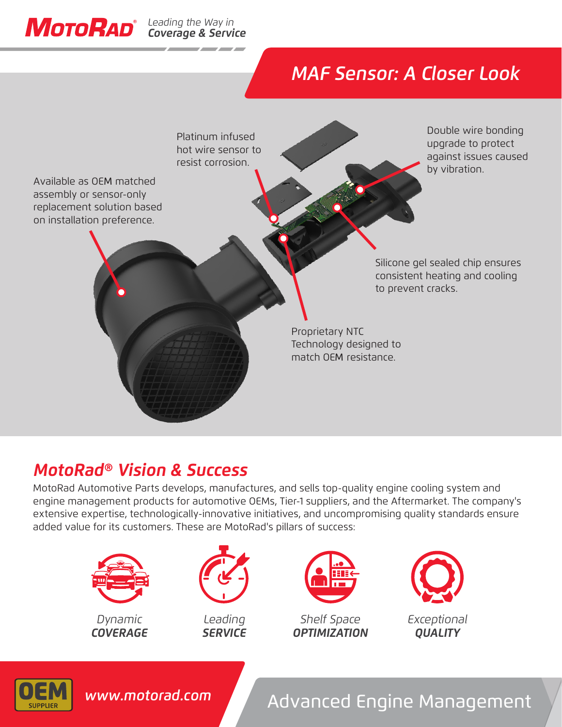**MotoRad** *Leading the Way in* ***Coverage & Service***

## *MAF Sensor: A Closer Look*

Platinum infused hot wire sensor to resist corrosion.

Double wire bonding upgrade to protect against issues caused by vibration.

Available as OEM matched assembly or sensor-only replacement solution based on installation preference.

Silicone gel sealed chip ensures consistent heating and cooling to prevent cracks.

Proprietary NTC Technology designed to match OEM resistance.

## *MotoRad® Vision & Success*

MotoRad Automotive Parts develops, manufactures, and sells top-quality engine cooling system and engine management products for automotive OEMs, Tier-1 suppliers, and the Aftermarket. The company's extensive expertise, technologically-innovative initiatives, and uncompromising quality standards ensure added value for its customers. These are MotoRad's pillars of success:

*Dynamic* ***COVERAGE***

*Leading* ***SERVICE***

*Shelf Space* ***OPTIMIZATION***

*Exceptional* ***QUALITY***

OEM SUPPLIER

*www.motorad.com*

Advanced Engine Management